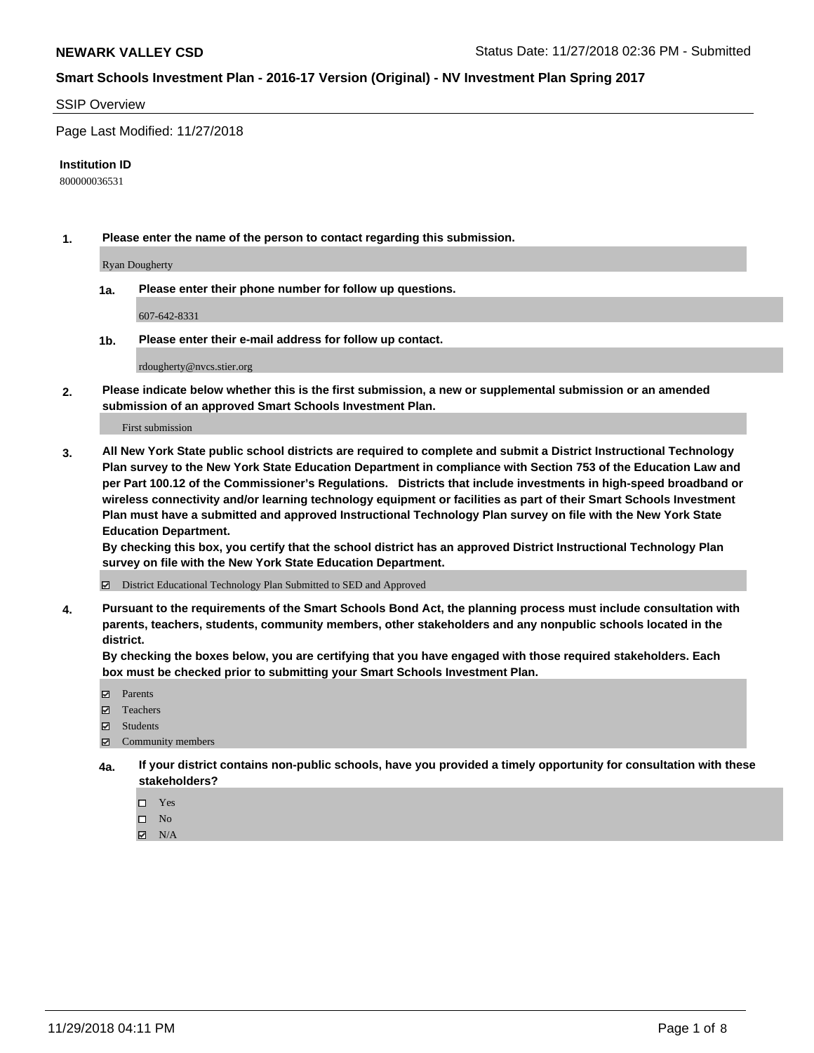**NEWARK VALLEY CSD** Status Date: 11/27/2018 02:36 PM - Submitted

**Smart Schools Investment Plan - 2016-17 Version (Original) - NV Investment Plan Spring 2017**

SSIP Overview

Page Last Modified: 11/27/2018

**Institution ID**

800000036531

**1. Please enter the name of the person to contact regarding this submission.**

Ryan Dougherty

**1a. Please enter their phone number for follow up questions.**

607-642-8331

**1b. Please enter their e-mail address for follow up contact.**

rdougherty@nvcs.stier.org

**2. Please indicate below whether this is the first submission, a new or supplemental submission or an amended submission of an approved Smart Schools Investment Plan.**

First submission

**3. All New York State public school districts are required to complete and submit a District Instructional Technology Plan survey to the New York State Education Department in compliance with Section 753 of the Education Law and per Part 100.12 of the Commissioner's Regulations. Districts that include investments in high-speed broadband or wireless connectivity and/or learning technology equipment or facilities as part of their Smart Schools Investment Plan must have a submitted and approved Instructional Technology Plan survey on file with the New York State Education Department.**
**By checking this box, you certify that the school district has an approved District Instructional Technology Plan survey on file with the New York State Education Department.**

- [x] District Educational Technology Plan Submitted to SED and Approved

**4. Pursuant to the requirements of the Smart Schools Bond Act, the planning process must include consultation with parents, teachers, students, community members, other stakeholders and any nonpublic schools located in the district.**
**By checking the boxes below, you are certifying that you have engaged with those required stakeholders. Each box must be checked prior to submitting your Smart Schools Investment Plan.**

- [x] Parents
- [x] Teachers
- [x] Students
- [x] Community members

**4a. If your district contains non-public schools, have you provided a timely opportunity for consultation with these stakeholders?**

- [ ] Yes
- [ ] No
- [x] N/A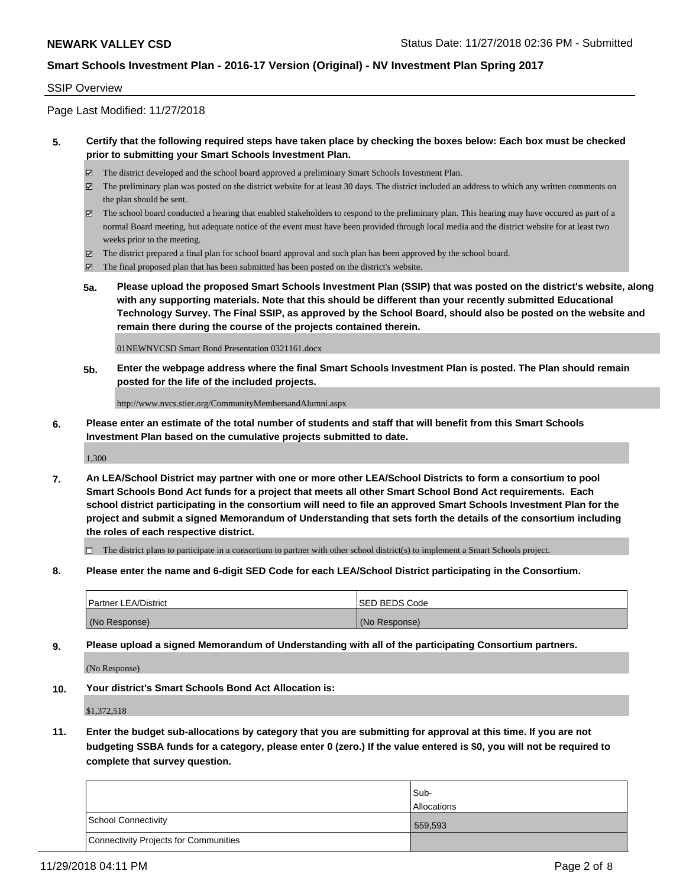## SSIP Overview

Page Last Modified: 11/27/2018

**5. Certify that the following required steps have taken place by checking the boxes below: Each box must be checked prior to submitting your Smart Schools Investment Plan.**

- ☑ The district developed and the school board approved a preliminary Smart Schools Investment Plan.
- ☑ The preliminary plan was posted on the district website for at least 30 days. The district included an address to which any written comments on the plan should be sent.
- ☑ The school board conducted a hearing that enabled stakeholders to respond to the preliminary plan. This hearing may have occured as part of a normal Board meeting, but adequate notice of the event must have been provided through local media and the district website for at least two weeks prior to the meeting.
- ☑ The district prepared a final plan for school board approval and such plan has been approved by the school board.
- ☑ The final proposed plan that has been submitted has been posted on the district's website.

**5a. Please upload the proposed Smart Schools Investment Plan (SSIP) that was posted on the district's website, along with any supporting materials. Note that this should be different than your recently submitted Educational Technology Survey. The Final SSIP, as approved by the School Board, should also be posted on the website and remain there during the course of the projects contained therein.**

01NEWNVCSD Smart Bond Presentation 0321161.docx

**5b. Enter the webpage address where the final Smart Schools Investment Plan is posted. The Plan should remain posted for the life of the included projects.**

http://www.nvcs.stier.org/CommunityMembersandAlumni.aspx

**6. Please enter an estimate of the total number of students and staff that will benefit from this Smart Schools Investment Plan based on the cumulative projects submitted to date.**

1,300

**7. An LEA/School District may partner with one or more other LEA/School Districts to form a consortium to pool Smart Schools Bond Act funds for a project that meets all other Smart School Bond Act requirements. Each school district participating in the consortium will need to file an approved Smart Schools Investment Plan for the project and submit a signed Memorandum of Understanding that sets forth the details of the consortium including the roles of each respective district.**

- ☐ The district plans to participate in a consortium to partner with other school district(s) to implement a Smart Schools project.

**8. Please enter the name and 6-digit SED Code for each LEA/School District participating in the Consortium.**

| Partner LEA/District | SED BEDS Code |
|---|---|
| (No Response) | (No Response) |

**9. Please upload a signed Memorandum of Understanding with all of the participating Consortium partners.**

(No Response)

**10. Your district's Smart Schools Bond Act Allocation is:**

$1,372,518

**11. Enter the budget sub-allocations by category that you are submitting for approval at this time. If you are not budgeting SSBA funds for a category, please enter 0 (zero.) If the value entered is $0, you will not be required to complete that survey question.**

| | Sub-Allocations |
|---|---|
| School Connectivity | 559,593 |
| Connectivity Projects for Communities | |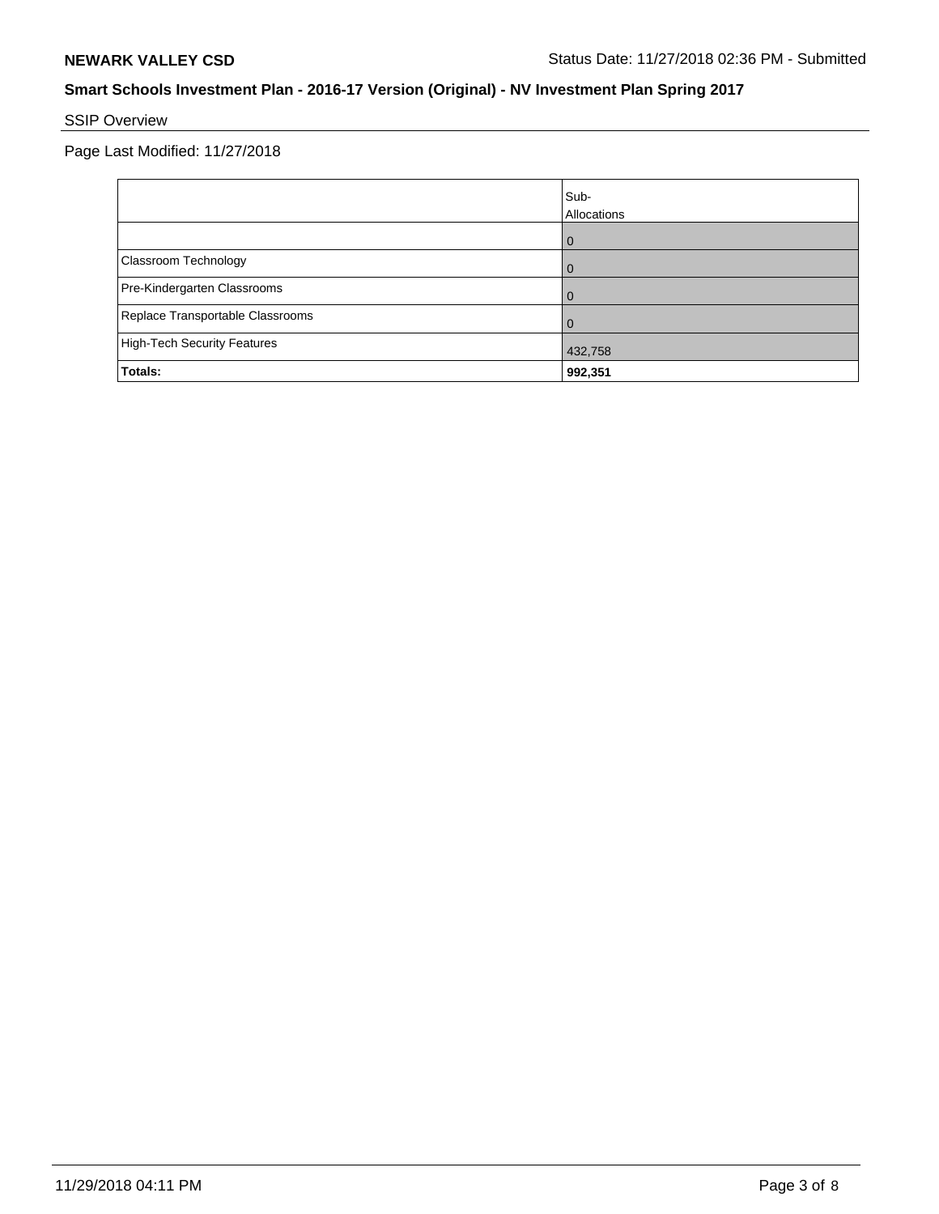**NEWARK VALLEY CSD**

Status Date: 11/27/2018 02:36 PM - Submitted

## Smart Schools Investment Plan - 2016-17 Version (Original) - NV Investment Plan Spring 2017

SSIP Overview

Page Last Modified: 11/27/2018

| | Sub-Allocations |
|---|---|
| | 0 |
| Classroom Technology | 0 |
| Pre-Kindergarten Classrooms | 0 |
| Replace Transportable Classrooms | 0 |
| High-Tech Security Features | 432,758 |
| **Totals:** | **992,351** |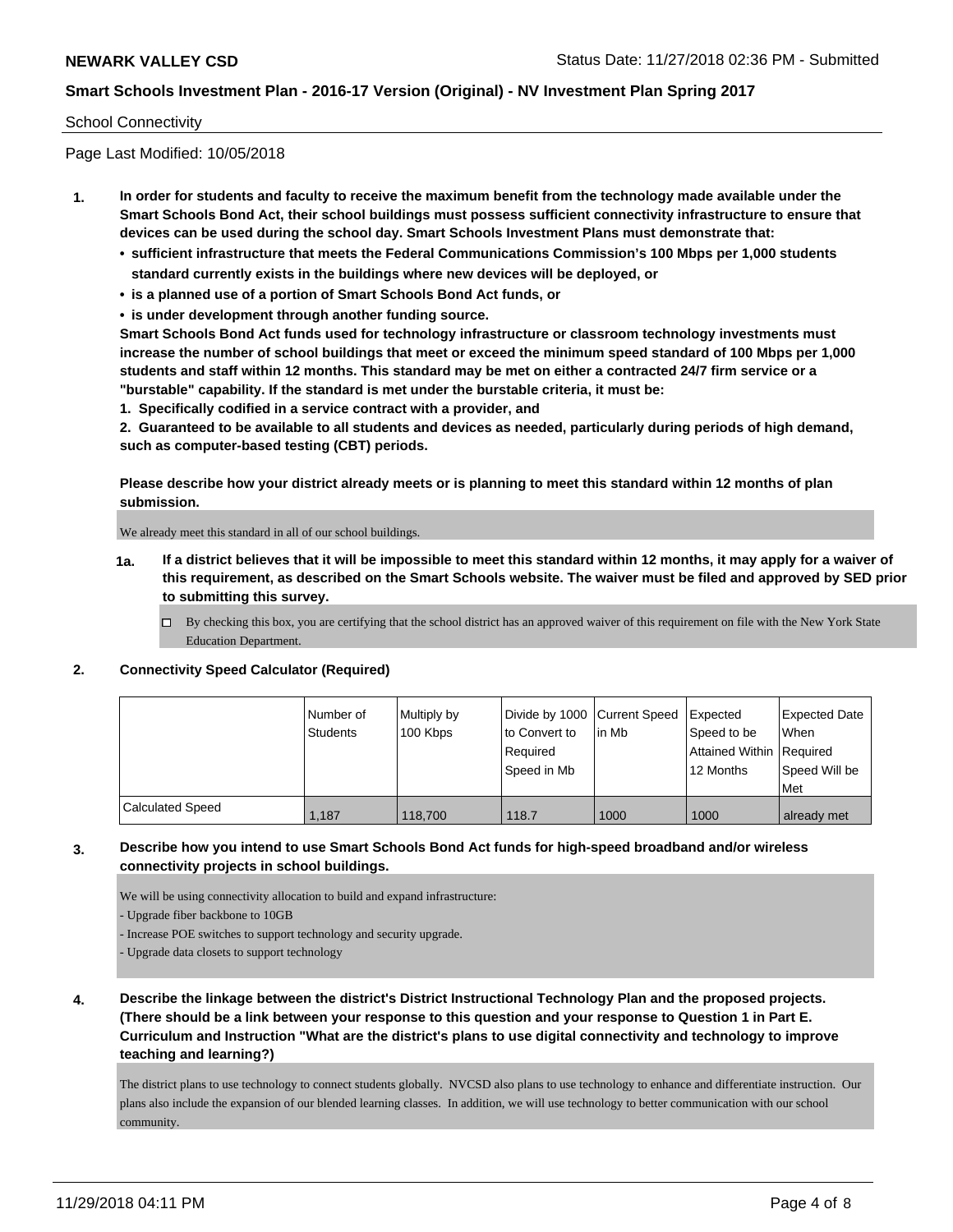School Connectivity

Page Last Modified: 10/05/2018

**1. In order for students and faculty to receive the maximum benefit from the technology made available under the Smart Schools Bond Act, their school buildings must possess sufficient connectivity infrastructure to ensure that devices can be used during the school day. Smart Schools Investment Plans must demonstrate that:**

- **sufficient infrastructure that meets the Federal Communications Commission's 100 Mbps per 1,000 students standard currently exists in the buildings where new devices will be deployed, or**
- **is a planned use of a portion of Smart Schools Bond Act funds, or**
- **is under development through another funding source.**

**Smart Schools Bond Act funds used for technology infrastructure or classroom technology investments must increase the number of school buildings that meet or exceed the minimum speed standard of 100 Mbps per 1,000 students and staff within 12 months. This standard may be met on either a contracted 24/7 firm service or a "burstable" capability. If the standard is met under the burstable criteria, it must be:**

**1. Specifically codified in a service contract with a provider, and**

**2. Guaranteed to be available to all students and devices as needed, particularly during periods of high demand, such as computer-based testing (CBT) periods.**

**Please describe how your district already meets or is planning to meet this standard within 12 months of plan submission.**

We already meet this standard in all of our school buildings.

**1a. If a district believes that it will be impossible to meet this standard within 12 months, it may apply for a waiver of this requirement, as described on the Smart Schools website. The waiver must be filed and approved by SED prior to submitting this survey.**

☐ By checking this box, you are certifying that the school district has an approved waiver of this requirement on file with the New York State Education Department.

**2. Connectivity Speed Calculator (Required)**

| | Number of Students | Multiply by 100 Kbps | Divide by 1000 to Convert to Required Speed in Mb | Current Speed in Mb | Expected Speed to be Attained Within 12 Months | Expected Date When Required Speed Will be Met |
|---|---|---|---|---|---|---|
| Calculated Speed | 1,187 | 118,700 | 118.7 | 1000 | 1000 | already met |

**3. Describe how you intend to use Smart Schools Bond Act funds for high-speed broadband and/or wireless connectivity projects in school buildings.**

We will be using connectivity allocation to build and expand infrastructure:

- Upgrade fiber backbone to 10GB
- Increase POE switches to support technology and security upgrade.
- Upgrade data closets to support technology

**4. Describe the linkage between the district's District Instructional Technology Plan and the proposed projects. (There should be a link between your response to this question and your response to Question 1 in Part E. Curriculum and Instruction "What are the district's plans to use digital connectivity and technology to improve teaching and learning?)**

The district plans to use technology to connect students globally. NVCSD also plans to use technology to enhance and differentiate instruction. Our plans also include the expansion of our blended learning classes. In addition, we will use technology to better communication with our school community.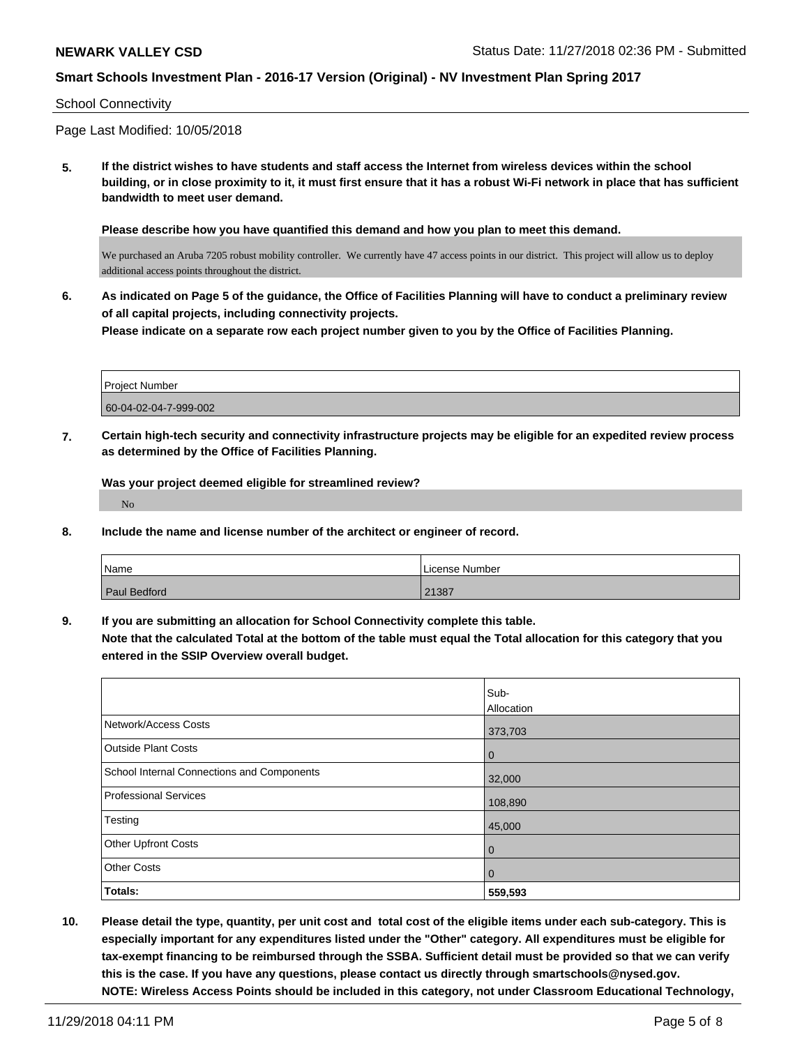School Connectivity

Page Last Modified: 10/05/2018

**5. If the district wishes to have students and staff access the Internet from wireless devices within the school building, or in close proximity to it, it must first ensure that it has a robust Wi-Fi network in place that has sufficient bandwidth to meet user demand.**

**Please describe how you have quantified this demand and how you plan to meet this demand.**

We purchased an Aruba 7205 robust mobility controller. We currently have 47 access points in our district. This project will allow us to deploy additional access points throughout the district.

**6. As indicated on Page 5 of the guidance, the Office of Facilities Planning will have to conduct a preliminary review of all capital projects, including connectivity projects.**
**Please indicate on a separate row each project number given to you by the Office of Facilities Planning.**

| Project Number |
|---|
| 60-04-02-04-7-999-002 |

**7. Certain high-tech security and connectivity infrastructure projects may be eligible for an expedited review process as determined by the Office of Facilities Planning.**

**Was your project deemed eligible for streamlined review?**

No

**8. Include the name and license number of the architect or engineer of record.**

| Name | License Number |
|---|---|
| Paul Bedford | 21387 |

**9. If you are submitting an allocation for School Connectivity complete this table.**
**Note that the calculated Total at the bottom of the table must equal the Total allocation for this category that you entered in the SSIP Overview overall budget.**

| | Sub-Allocation |
|---|---|
| Network/Access Costs | 373,703 |
| Outside Plant Costs | 0 |
| School Internal Connections and Components | 32,000 |
| Professional Services | 108,890 |
| Testing | 45,000 |
| Other Upfront Costs | 0 |
| Other Costs | 0 |
| **Totals:** | **559,593** |

**10. Please detail the type, quantity, per unit cost and total cost of the eligible items under each sub-category. This is especially important for any expenditures listed under the "Other" category. All expenditures must be eligible for tax-exempt financing to be reimbursed through the SSBA. Sufficient detail must be provided so that we can verify this is the case. If you have any questions, please contact us directly through smartschools@nysed.gov.**
**NOTE: Wireless Access Points should be included in this category, not under Classroom Educational Technology,**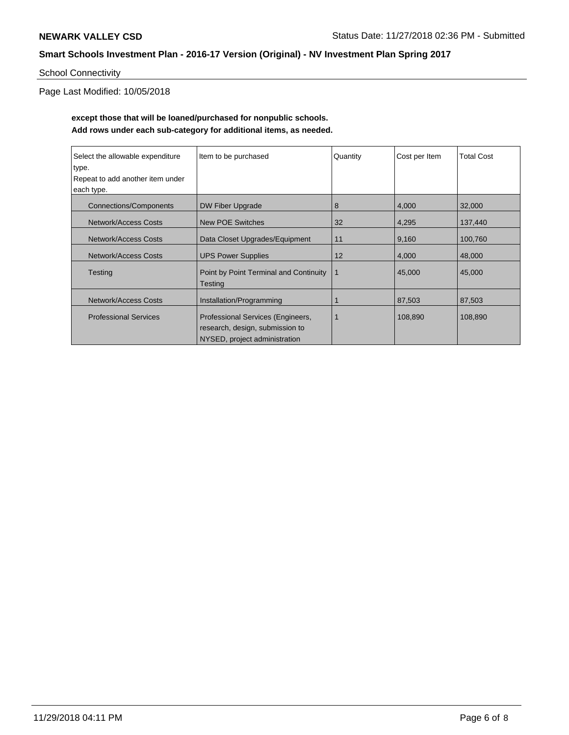School Connectivity

Page Last Modified: 10/05/2018

**except those that will be loaned/purchased for nonpublic schools.**
**Add rows under each sub-category for additional items, as needed.**

| Select the allowable expenditure type. Repeat to add another item under each type. | Item to be purchased | Quantity | Cost per Item | Total Cost |
| --- | --- | --- | --- | --- |
| Connections/Components | DW Fiber Upgrade | 8 | 4,000 | 32,000 |
| Network/Access Costs | New POE Switches | 32 | 4,295 | 137,440 |
| Network/Access Costs | Data Closet Upgrades/Equipment | 11 | 9,160 | 100,760 |
| Network/Access Costs | UPS Power Supplies | 12 | 4,000 | 48,000 |
| Testing | Point by Point Terminal and Continuity Testing | 1 | 45,000 | 45,000 |
| Network/Access Costs | Installation/Programming | 1 | 87,503 | 87,503 |
| Professional Services | Professional Services (Engineers, research, design, submission to NYSED, project administration | 1 | 108,890 | 108,890 |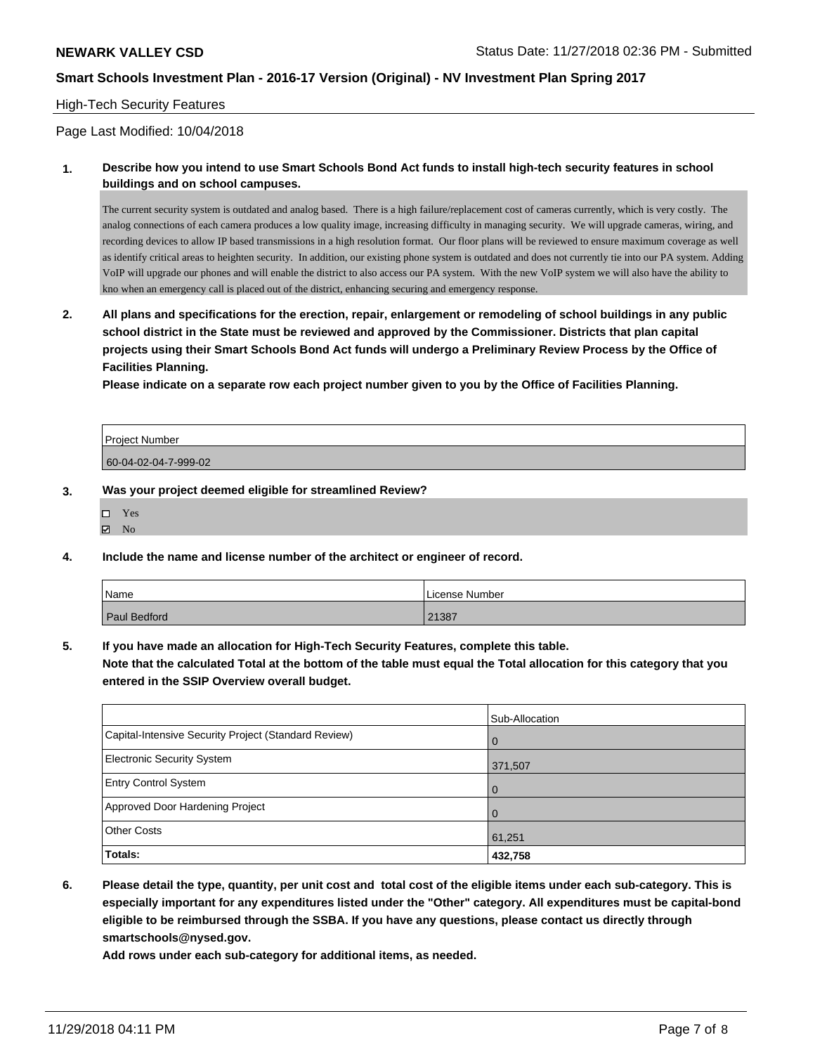## High-Tech Security Features

Page Last Modified: 10/04/2018

**1. Describe how you intend to use Smart Schools Bond Act funds to install high-tech security features in school buildings and on school campuses.**

The current security system is outdated and analog based. There is a high failure/replacement cost of cameras currently, which is very costly. The analog connections of each camera produces a low quality image, increasing difficulty in managing security. We will upgrade cameras, wiring, and recording devices to allow IP based transmissions in a high resolution format. Our floor plans will be reviewed to ensure maximum coverage as well as identify critical areas to heighten security. In addition, our existing phone system is outdated and does not currently tie into our PA system. Adding VoIP will upgrade our phones and will enable the district to also access our PA system. With the new VoIP system we will also have the ability to kno when an emergency call is placed out of the district, enhancing securing and emergency response.

**2. All plans and specifications for the erection, repair, enlargement or remodeling of school buildings in any public school district in the State must be reviewed and approved by the Commissioner. Districts that plan capital projects using their Smart Schools Bond Act funds will undergo a Preliminary Review Process by the Office of Facilities Planning.**

**Please indicate on a separate row each project number given to you by the Office of Facilities Planning.**

| Project Number |
|---|
| 60-04-02-04-7-999-02 |

**3. Was your project deemed eligible for streamlined Review?**

- ☐ Yes
- ☑ No

**4. Include the name and license number of the architect or engineer of record.**

| Name | License Number |
|---|---|
| Paul Bedford | 21387 |

**5. If you have made an allocation for High-Tech Security Features, complete this table.**
**Note that the calculated Total at the bottom of the table must equal the Total allocation for this category that you entered in the SSIP Overview overall budget.**

| | Sub-Allocation |
|---|---|
| Capital-Intensive Security Project (Standard Review) | 0 |
| Electronic Security System | 371,507 |
| Entry Control System | 0 |
| Approved Door Hardening Project | 0 |
| Other Costs | 61,251 |
| **Totals:** | **432,758** |

**6. Please detail the type, quantity, per unit cost and total cost of the eligible items under each sub-category. This is especially important for any expenditures listed under the "Other" category. All expenditures must be capital-bond eligible to be reimbursed through the SSBA. If you have any questions, please contact us directly through smartschools@nysed.gov.**

**Add rows under each sub-category for additional items, as needed.**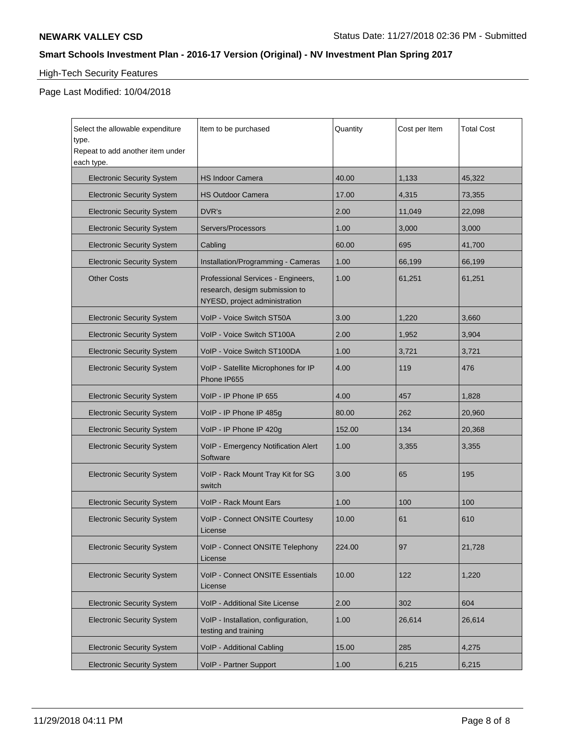**NEWARK VALLEY CSD** Status Date: 11/27/2018 02:36 PM - Submitted

**Smart Schools Investment Plan - 2016-17 Version (Original) - NV Investment Plan Spring 2017**

High-Tech Security Features

Page Last Modified: 10/04/2018

| Select the allowable expenditure type.<br>Repeat to add another item under each type. | Item to be purchased | Quantity | Cost per Item | Total Cost |
|---|---|---|---|---|
| Electronic Security System | HS Indoor Camera | 40.00 | 1,133 | 45,322 |
| Electronic Security System | HS Outdoor Camera | 17.00 | 4,315 | 73,355 |
| Electronic Security System | DVR's | 2.00 | 11,049 | 22,098 |
| Electronic Security System | Servers/Processors | 1.00 | 3,000 | 3,000 |
| Electronic Security System | Cabling | 60.00 | 695 | 41,700 |
| Electronic Security System | Installation/Programming - Cameras | 1.00 | 66,199 | 66,199 |
| Other Costs | Professional Services - Engineers, research, desigm submission to NYESD, project administration | 1.00 | 61,251 | 61,251 |
| Electronic Security System | VoIP - Voice Switch ST50A | 3.00 | 1,220 | 3,660 |
| Electronic Security System | VoIP - Voice Switch ST100A | 2.00 | 1,952 | 3,904 |
| Electronic Security System | VoIP - Voice Switch ST100DA | 1.00 | 3,721 | 3,721 |
| Electronic Security System | VoIP - Satellite Microphones for IP Phone IP655 | 4.00 | 119 | 476 |
| Electronic Security System | VoIP - IP Phone IP 655 | 4.00 | 457 | 1,828 |
| Electronic Security System | VoIP - IP Phone IP 485g | 80.00 | 262 | 20,960 |
| Electronic Security System | VoIP - IP Phone IP 420g | 152.00 | 134 | 20,368 |
| Electronic Security System | VoIP - Emergency Notification Alert Software | 1.00 | 3,355 | 3,355 |
| Electronic Security System | VoIP - Rack Mount Tray Kit for SG switch | 3.00 | 65 | 195 |
| Electronic Security System | VoIP - Rack Mount Ears | 1.00 | 100 | 100 |
| Electronic Security System | VoIP - Connect ONSITE Courtesy License | 10.00 | 61 | 610 |
| Electronic Security System | VoIP - Connect ONSITE Telephony License | 224.00 | 97 | 21,728 |
| Electronic Security System | VoIP - Connect ONSITE Essentials License | 10.00 | 122 | 1,220 |
| Electronic Security System | VoIP - Additional Site License | 2.00 | 302 | 604 |
| Electronic Security System | VoIP - Installation, configuration, testing and training | 1.00 | 26,614 | 26,614 |
| Electronic Security System | VoIP - Additional Cabling | 15.00 | 285 | 4,275 |
| Electronic Security System | VoIP - Partner Support | 1.00 | 6,215 | 6,215 |